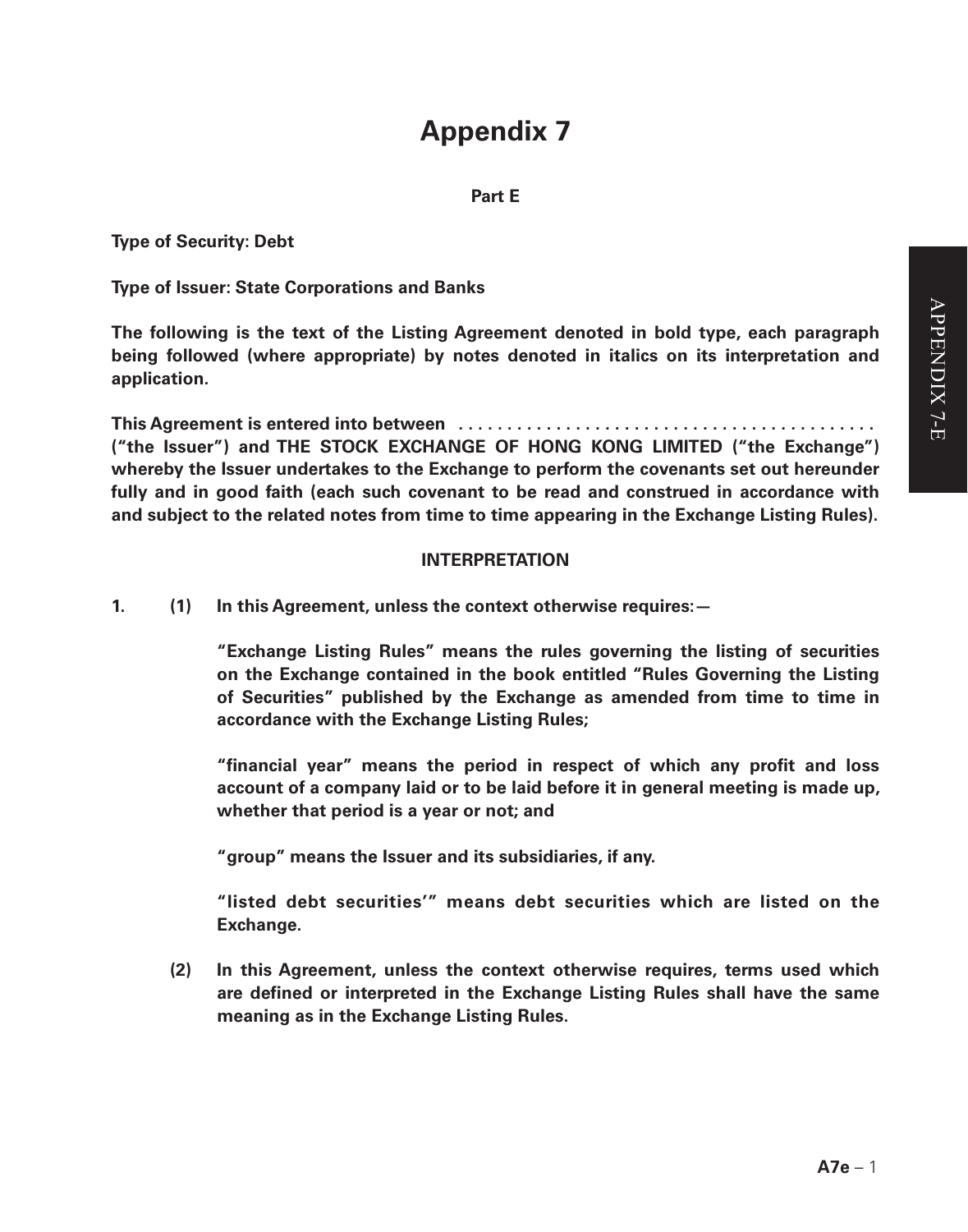# Appendix 7

**Part E**

**Type of Security: Debt**

**Type of Issuer: State Corporations and Banks**

**The following is the text of the Listing Agreement denoted in bold type, each paragraph being followed (where appropriate) by notes denoted in italics on its interpretation and application.**

**This Agreement is entered into between . . . . . . . . . . . . . . . . . . . . . . . . . . . . . . . . . . . . . . . . . . (“the Issuer”) and THE STOCK EXCHANGE OF HONG KONG LIMITED (“the Exchange”) whereby the Issuer undertakes to the Exchange to perform the covenants set out hereunder fully and in good faith (each such covenant to be read and construed in accordance with and subject to the related notes from time to time appearing in the Exchange Listing Rules).**

**INTERPRETATION**

**1. (1) In this Agreement, unless the context otherwise requires:—**

**“Exchange Listing Rules” means the rules governing the listing of securities on the Exchange contained in the book entitled “Rules Governing the Listing of Securities” published by the Exchange as amended from time to time in accordance with the Exchange Listing Rules;**

**“financial year” means the period in respect of which any profit and loss account of a company laid or to be laid before it in general meeting is made up, whether that period is a year or not; and**

**“group” means the Issuer and its subsidiaries, if any.**

**“listed debt securities’” means debt securities which are listed on the Exchange.**

**(2) In this Agreement, unless the context otherwise requires, terms used which are defined or interpreted in the Exchange Listing Rules shall have the same meaning as in the Exchange Listing Rules.**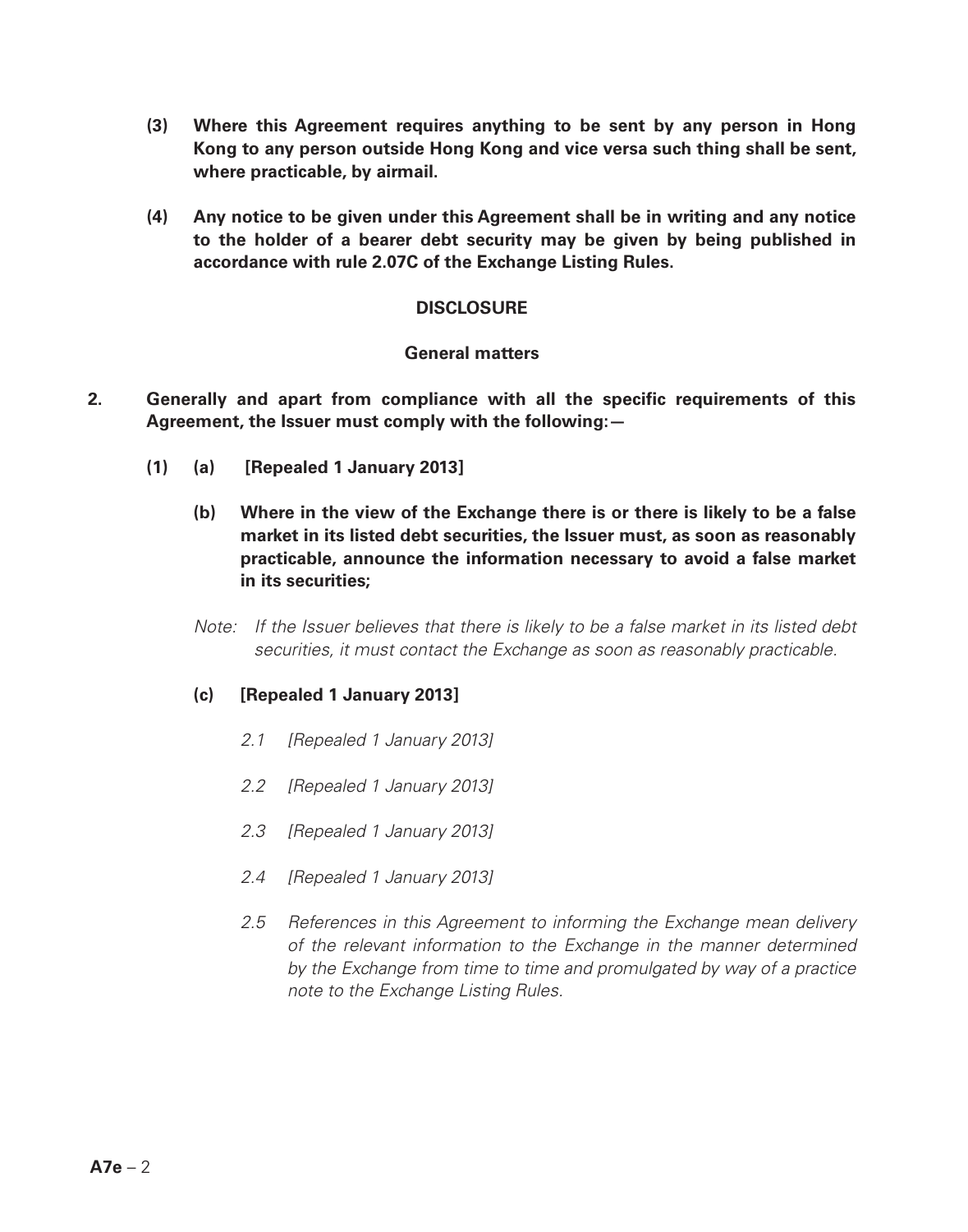**(3) Where this Agreement requires anything to be sent by any person in Hong Kong to any person outside Hong Kong and vice versa such thing shall be sent, where practicable, by airmail.**

**(4) Any notice to be given under this Agreement shall be in writing and any notice to the holder of a bearer debt security may be given by being published in accordance with rule 2.07C of the Exchange Listing Rules.**

**DISCLOSURE**

**General matters**

**2. Generally and apart from compliance with all the specific requirements of this Agreement, the Issuer must comply with the following:—**

**(1) (a) [Repealed 1 January 2013]**

**(b) Where in the view of the Exchange there is or there is likely to be a false market in its listed debt securities, the Issuer must, as soon as reasonably practicable, announce the information necessary to avoid a false market in its securities;**

*Note: If the Issuer believes that there is likely to be a false market in its listed debt securities, it must contact the Exchange as soon as reasonably practicable.*

**(c) [Repealed 1 January 2013]**

*2.1 [Repealed 1 January 2013]*

*2.2 [Repealed 1 January 2013]*

*2.3 [Repealed 1 January 2013]*

*2.4 [Repealed 1 January 2013]*

*2.5 References in this Agreement to informing the Exchange mean delivery of the relevant information to the Exchange in the manner determined by the Exchange from time to time and promulgated by way of a practice note to the Exchange Listing Rules.*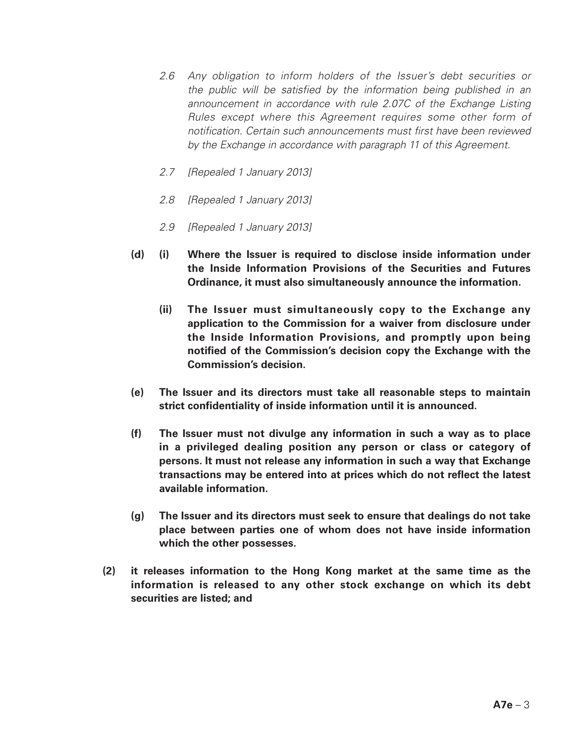*2.6 Any obligation to inform holders of the Issuer's debt securities or the public will be satisfied by the information being published in an announcement in accordance with rule 2.07C of the Exchange Listing Rules except where this Agreement requires some other form of notification. Certain such announcements must first have been reviewed by the Exchange in accordance with paragraph 11 of this Agreement.*

*2.7 [Repealed 1 January 2013]*

*2.8 [Repealed 1 January 2013]*

*2.9 [Repealed 1 January 2013]*

**(d) (i) Where the Issuer is required to disclose inside information under the Inside Information Provisions of the Securities and Futures Ordinance, it must also simultaneously announce the information.**

**(ii) The Issuer must simultaneously copy to the Exchange any application to the Commission for a waiver from disclosure under the Inside Information Provisions, and promptly upon being notified of the Commission's decision copy the Exchange with the Commission's decision.**

**(e) The Issuer and its directors must take all reasonable steps to maintain strict confidentiality of inside information until it is announced.**

**(f) The Issuer must not divulge any information in such a way as to place in a privileged dealing position any person or class or category of persons. It must not release any information in such a way that Exchange transactions may be entered into at prices which do not reflect the latest available information.**

**(g) The Issuer and its directors must seek to ensure that dealings do not take place between parties one of whom does not have inside information which the other possesses.**

**(2) it releases information to the Hong Kong market at the same time as the information is released to any other stock exchange on which its debt securities are listed; and**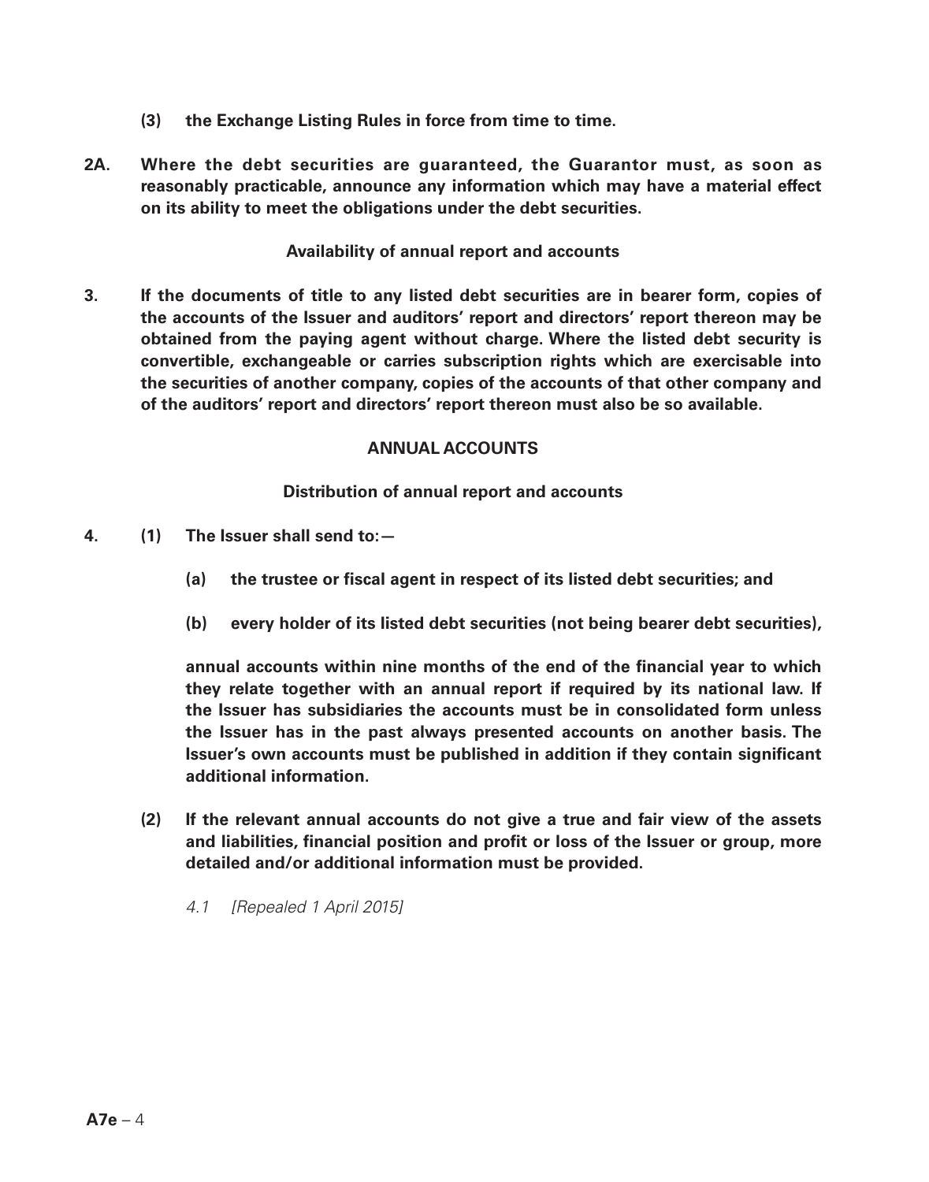**(3) the Exchange Listing Rules in force from time to time.**

**2A. Where the debt securities are guaranteed, the Guarantor must, as soon as reasonably practicable, announce any information which may have a material effect on its ability to meet the obligations under the debt securities.**

**Availability of annual report and accounts**

**3. If the documents of title to any listed debt securities are in bearer form, copies of the accounts of the Issuer and auditors' report and directors' report thereon may be obtained from the paying agent without charge. Where the listed debt security is convertible, exchangeable or carries subscription rights which are exercisable into the securities of another company, copies of the accounts of that other company and of the auditors' report and directors' report thereon must also be so available.**

## ANNUAL ACCOUNTS

**Distribution of annual report and accounts**

**4. (1) The Issuer shall send to:—**

**(a) the trustee or fiscal agent in respect of its listed debt securities; and**

**(b) every holder of its listed debt securities (not being bearer debt securities),**

**annual accounts within nine months of the end of the financial year to which they relate together with an annual report if required by its national law. If the Issuer has subsidiaries the accounts must be in consolidated form unless the Issuer has in the past always presented accounts on another basis. The Issuer's own accounts must be published in addition if they contain significant additional information.**

**(2) If the relevant annual accounts do not give a true and fair view of the assets and liabilities, financial position and profit or loss of the Issuer or group, more detailed and/or additional information must be provided.**

*4.1 [Repealed 1 April 2015]*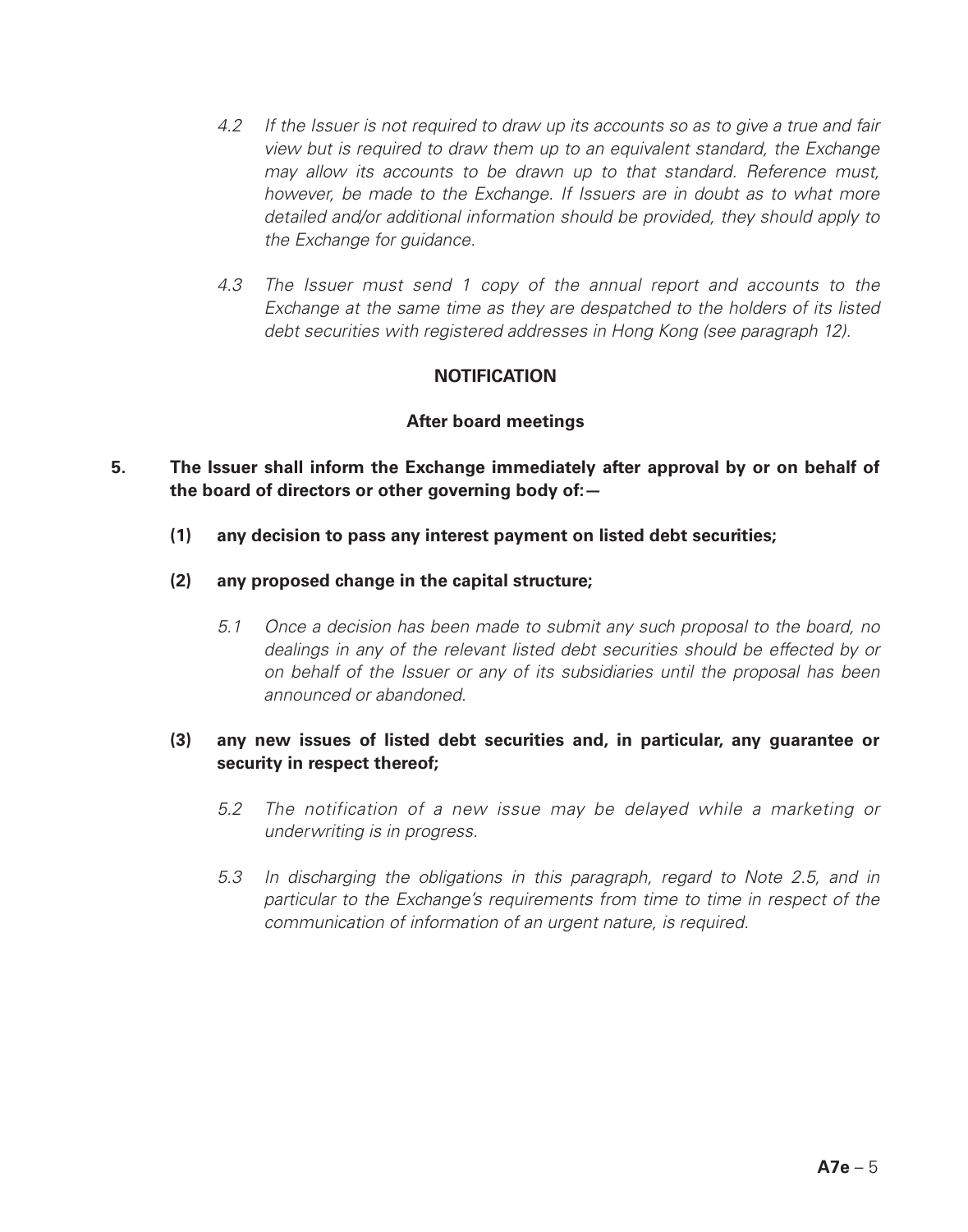*4.2 If the Issuer is not required to draw up its accounts so as to give a true and fair view but is required to draw them up to an equivalent standard, the Exchange may allow its accounts to be drawn up to that standard. Reference must, however, be made to the Exchange. If Issuers are in doubt as to what more detailed and/or additional information should be provided, they should apply to the Exchange for guidance.*

*4.3 The Issuer must send 1 copy of the annual report and accounts to the Exchange at the same time as they are despatched to the holders of its listed debt securities with registered addresses in Hong Kong (see paragraph 12).*

## NOTIFICATION

### After board meetings

**5. The Issuer shall inform the Exchange immediately after approval by or on behalf of the board of directors or other governing body of:—**

**(1) any decision to pass any interest payment on listed debt securities;**

**(2) any proposed change in the capital structure;**

*5.1 Once a decision has been made to submit any such proposal to the board, no dealings in any of the relevant listed debt securities should be effected by or on behalf of the Issuer or any of its subsidiaries until the proposal has been announced or abandoned.*

**(3) any new issues of listed debt securities and, in particular, any guarantee or security in respect thereof;**

*5.2 The notification of a new issue may be delayed while a marketing or underwriting is in progress.*

*5.3 In discharging the obligations in this paragraph, regard to Note 2.5, and in particular to the Exchange's requirements from time to time in respect of the communication of information of an urgent nature, is required.*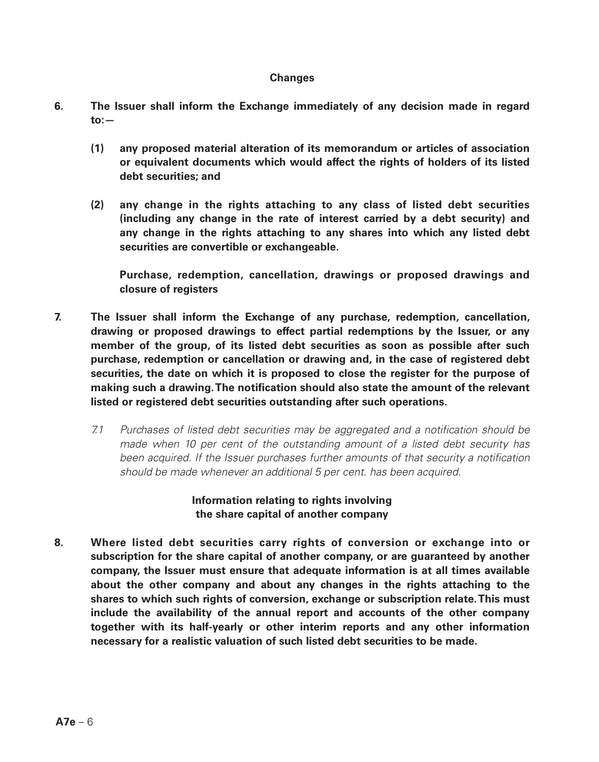**Changes**

**6. The Issuer shall inform the Exchange immediately of any decision made in regard to:—**

**(1) any proposed material alteration of its memorandum or articles of association or equivalent documents which would affect the rights of holders of its listed debt securities; and**

**(2) any change in the rights attaching to any class of listed debt securities (including any change in the rate of interest carried by a debt security) and any change in the rights attaching to any shares into which any listed debt securities are convertible or exchangeable.**

**Purchase, redemption, cancellation, drawings or proposed drawings and closure of registers**

**7. The Issuer shall inform the Exchange of any purchase, redemption, cancellation, drawing or proposed drawings to effect partial redemptions by the Issuer, or any member of the group, of its listed debt securities as soon as possible after such purchase, redemption or cancellation or drawing and, in the case of registered debt securities, the date on which it is proposed to close the register for the purpose of making such a drawing. The notification should also state the amount of the relevant listed or registered debt securities outstanding after such operations.**

*7.1 Purchases of listed debt securities may be aggregated and a notification should be made when 10 per cent of the outstanding amount of a listed debt security has been acquired. If the Issuer purchases further amounts of that security a notification should be made whenever an additional 5 per cent. has been acquired.*

**Information relating to rights involving the share capital of another company**

**8. Where listed debt securities carry rights of conversion or exchange into or subscription for the share capital of another company, or are guaranteed by another company, the Issuer must ensure that adequate information is at all times available about the other company and about any changes in the rights attaching to the shares to which such rights of conversion, exchange or subscription relate. This must include the availability of the annual report and accounts of the other company together with its half-yearly or other interim reports and any other information necessary for a realistic valuation of such listed debt securities to be made.**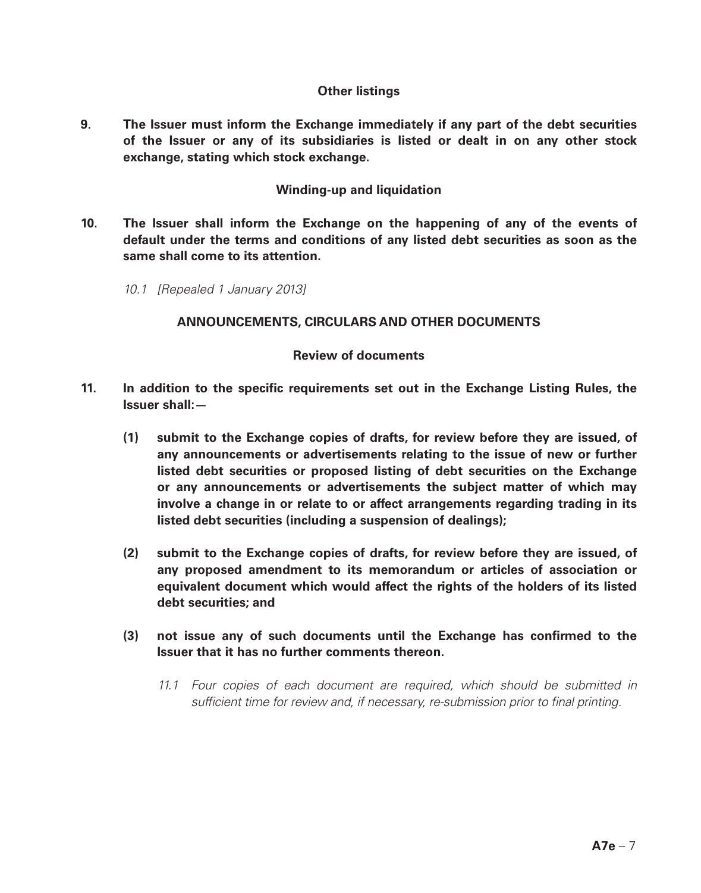### Other listings

**9. The Issuer must inform the Exchange immediately if any part of the debt securities of the Issuer or any of its subsidiaries is listed or dealt in on any other stock exchange, stating which stock exchange.**

### Winding-up and liquidation

**10. The Issuer shall inform the Exchange on the happening of any of the events of default under the terms and conditions of any listed debt securities as soon as the same shall come to its attention.**

*10.1 [Repealed 1 January 2013]*

## ANNOUNCEMENTS, CIRCULARS AND OTHER DOCUMENTS

### Review of documents

**11. In addition to the specific requirements set out in the Exchange Listing Rules, the Issuer shall:—**

**(1) submit to the Exchange copies of drafts, for review before they are issued, of any announcements or advertisements relating to the issue of new or further listed debt securities or proposed listing of debt securities on the Exchange or any announcements or advertisements the subject matter of which may involve a change in or relate to or affect arrangements regarding trading in its listed debt securities (including a suspension of dealings);**

**(2) submit to the Exchange copies of drafts, for review before they are issued, of any proposed amendment to its memorandum or articles of association or equivalent document which would affect the rights of the holders of its listed debt securities; and**

**(3) not issue any of such documents until the Exchange has confirmed to the Issuer that it has no further comments thereon.**

*11.1 Four copies of each document are required, which should be submitted in sufficient time for review and, if necessary, re-submission prior to final printing.*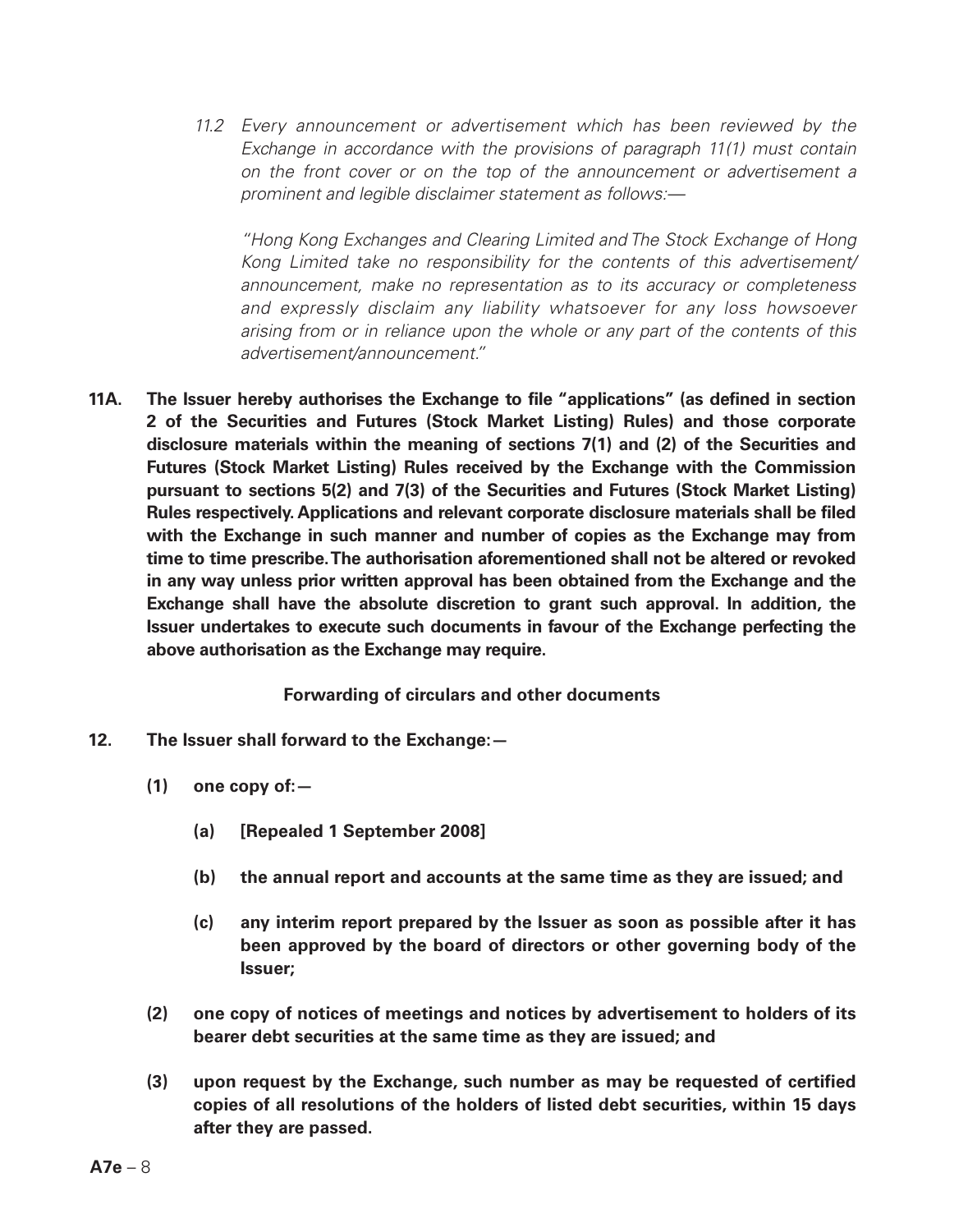*11.2 Every announcement or advertisement which has been reviewed by the Exchange in accordance with the provisions of paragraph 11(1) must contain on the front cover or on the top of the announcement or advertisement a prominent and legible disclaimer statement as follows:—*

*"Hong Kong Exchanges and Clearing Limited and The Stock Exchange of Hong Kong Limited take no responsibility for the contents of this advertisement/announcement, make no representation as to its accuracy or completeness and expressly disclaim any liability whatsoever for any loss howsoever arising from or in reliance upon the whole or any part of the contents of this advertisement/announcement."*

**11A. The Issuer hereby authorises the Exchange to file "applications" (as defined in section 2 of the Securities and Futures (Stock Market Listing) Rules) and those corporate disclosure materials within the meaning of sections 7(1) and (2) of the Securities and Futures (Stock Market Listing) Rules received by the Exchange with the Commission pursuant to sections 5(2) and 7(3) of the Securities and Futures (Stock Market Listing) Rules respectively. Applications and relevant corporate disclosure materials shall be filed with the Exchange in such manner and number of copies as the Exchange may from time to time prescribe. The authorisation aforementioned shall not be altered or revoked in any way unless prior written approval has been obtained from the Exchange and the Exchange shall have the absolute discretion to grant such approval. In addition, the Issuer undertakes to execute such documents in favour of the Exchange perfecting the above authorisation as the Exchange may require.**

**Forwarding of circulars and other documents**

**12. The Issuer shall forward to the Exchange:—**

**(1) one copy of:—**

**(a) [Repealed 1 September 2008]**

**(b) the annual report and accounts at the same time as they are issued; and**

**(c) any interim report prepared by the Issuer as soon as possible after it has been approved by the board of directors or other governing body of the Issuer;**

**(2) one copy of notices of meetings and notices by advertisement to holders of its bearer debt securities at the same time as they are issued; and**

**(3) upon request by the Exchange, such number as may be requested of certified copies of all resolutions of the holders of listed debt securities, within 15 days after they are passed.**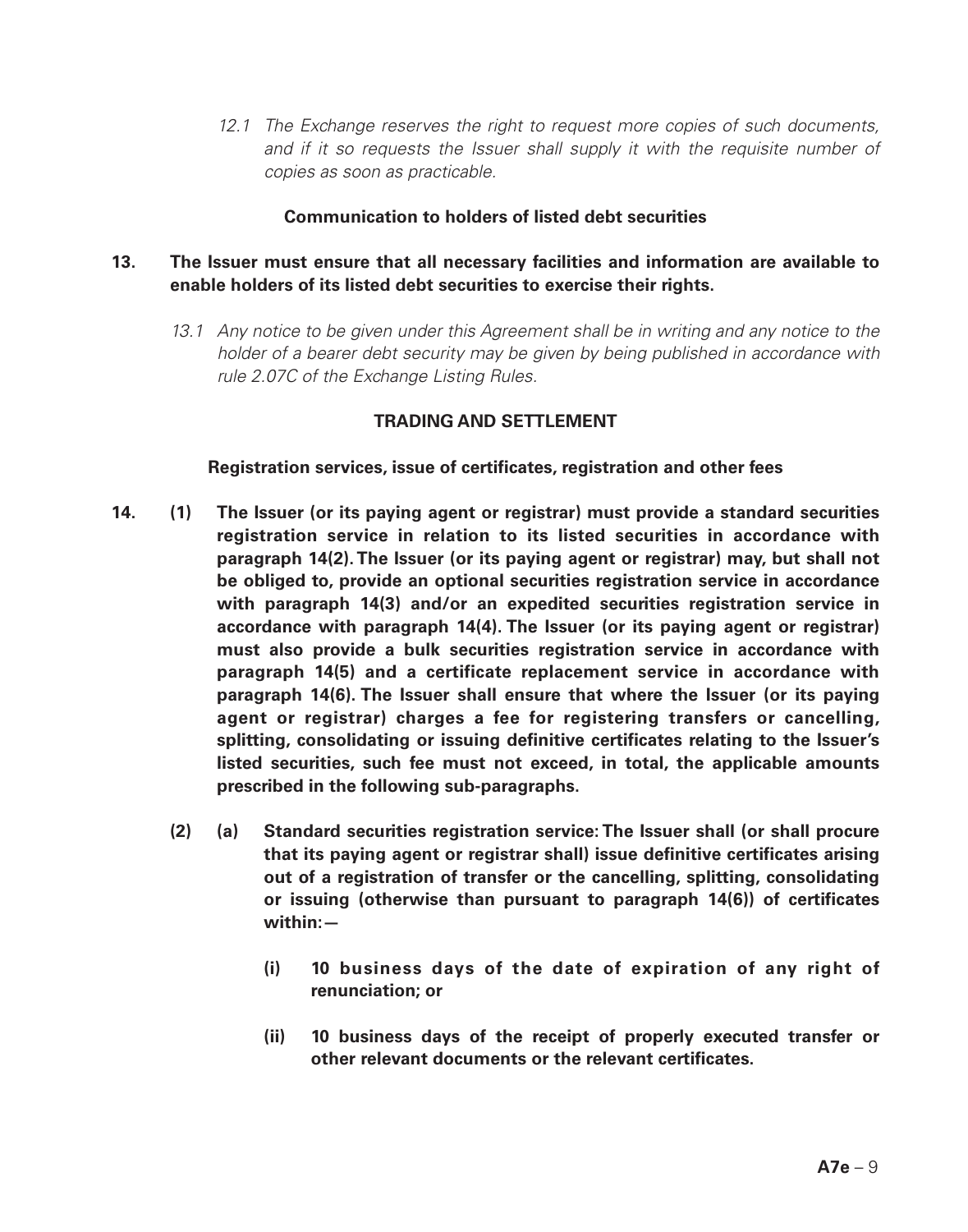*12.1 The Exchange reserves the right to request more copies of such documents, and if it so requests the Issuer shall supply it with the requisite number of copies as soon as practicable.*

**Communication to holders of listed debt securities**

**13. The Issuer must ensure that all necessary facilities and information are available to enable holders of its listed debt securities to exercise their rights.**

*13.1 Any notice to be given under this Agreement shall be in writing and any notice to the holder of a bearer debt security may be given by being published in accordance with rule 2.07C of the Exchange Listing Rules.*

## TRADING AND SETTLEMENT

**Registration services, issue of certificates, registration and other fees**

**14. (1) The Issuer (or its paying agent or registrar) must provide a standard securities registration service in relation to its listed securities in accordance with paragraph 14(2). The Issuer (or its paying agent or registrar) may, but shall not be obliged to, provide an optional securities registration service in accordance with paragraph 14(3) and/or an expedited securities registration service in accordance with paragraph 14(4). The Issuer (or its paying agent or registrar) must also provide a bulk securities registration service in accordance with paragraph 14(5) and a certificate replacement service in accordance with paragraph 14(6). The Issuer shall ensure that where the Issuer (or its paying agent or registrar) charges a fee for registering transfers or cancelling, splitting, consolidating or issuing definitive certificates relating to the Issuer's listed securities, such fee must not exceed, in total, the applicable amounts prescribed in the following sub-paragraphs.**

**(2) (a) Standard securities registration service: The Issuer shall (or shall procure that its paying agent or registrar shall) issue definitive certificates arising out of a registration of transfer or the cancelling, splitting, consolidating or issuing (otherwise than pursuant to paragraph 14(6)) of certificates within:—**

**(i) 10 business days of the date of expiration of any right of renunciation; or**

**(ii) 10 business days of the receipt of properly executed transfer or other relevant documents or the relevant certificates.**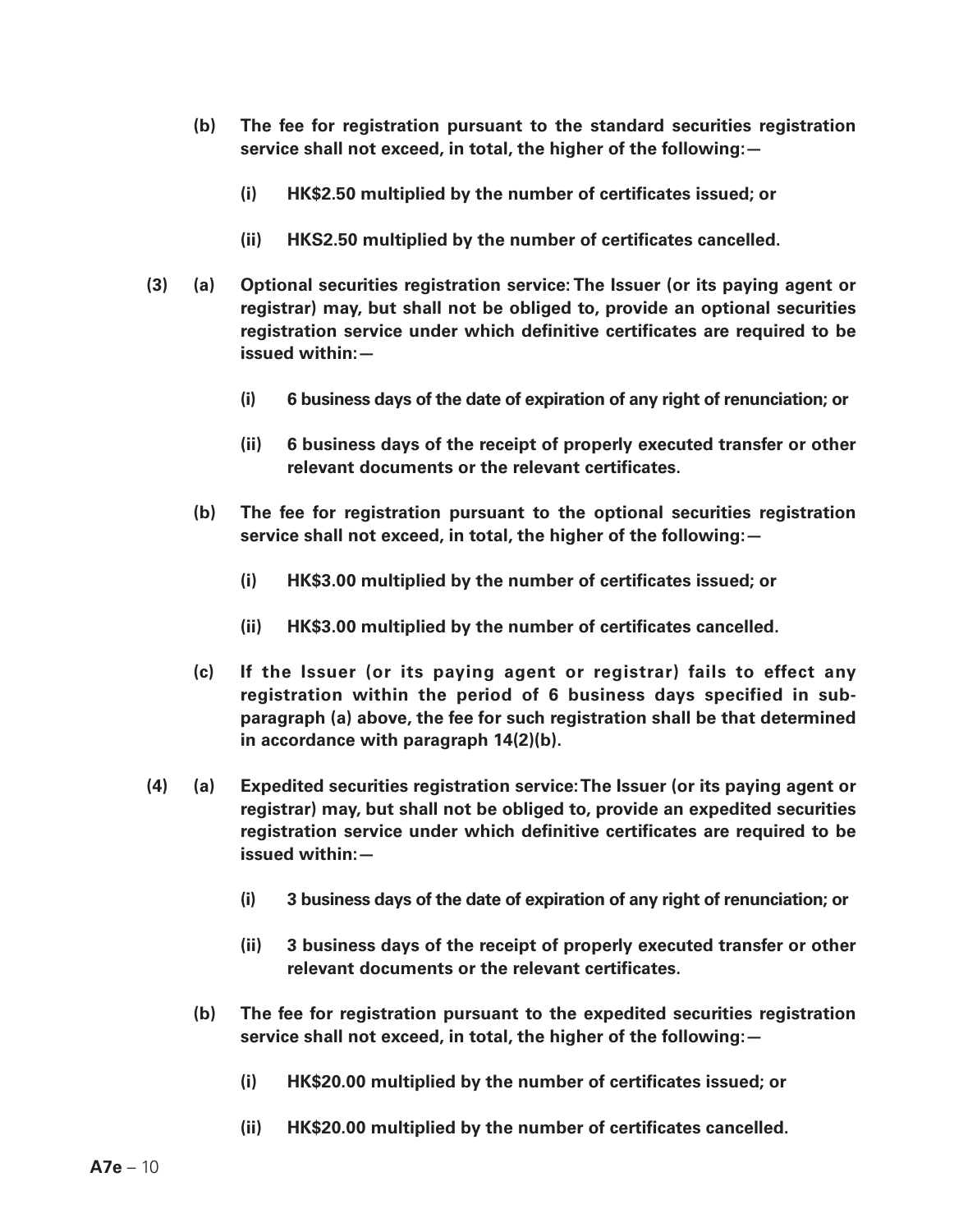**(b) The fee for registration pursuant to the standard securities registration service shall not exceed, in total, the higher of the following:—**

**(i) HK$2.50 multiplied by the number of certificates issued; or**

**(ii) HKS2.50 multiplied by the number of certificates cancelled.**

**(3) (a) Optional securities registration service: The Issuer (or its paying agent or registrar) may, but shall not be obliged to, provide an optional securities registration service under which definitive certificates are required to be issued within:—**

**(i) 6 business days of the date of expiration of any right of renunciation; or**

**(ii) 6 business days of the receipt of properly executed transfer or other relevant documents or the relevant certificates.**

**(b) The fee for registration pursuant to the optional securities registration service shall not exceed, in total, the higher of the following:—**

**(i) HK$3.00 multiplied by the number of certificates issued; or**

**(ii) HK$3.00 multiplied by the number of certificates cancelled.**

**(c) If the Issuer (or its paying agent or registrar) fails to effect any registration within the period of 6 business days specified in sub-paragraph (a) above, the fee for such registration shall be that determined in accordance with paragraph 14(2)(b).**

**(4) (a) Expedited securities registration service: The Issuer (or its paying agent or registrar) may, but shall not be obliged to, provide an expedited securities registration service under which definitive certificates are required to be issued within:—**

**(i) 3 business days of the date of expiration of any right of renunciation; or**

**(ii) 3 business days of the receipt of properly executed transfer or other relevant documents or the relevant certificates.**

**(b) The fee for registration pursuant to the expedited securities registration service shall not exceed, in total, the higher of the following:—**

**(i) HK$20.00 multiplied by the number of certificates issued; or**

**(ii) HK$20.00 multiplied by the number of certificates cancelled.**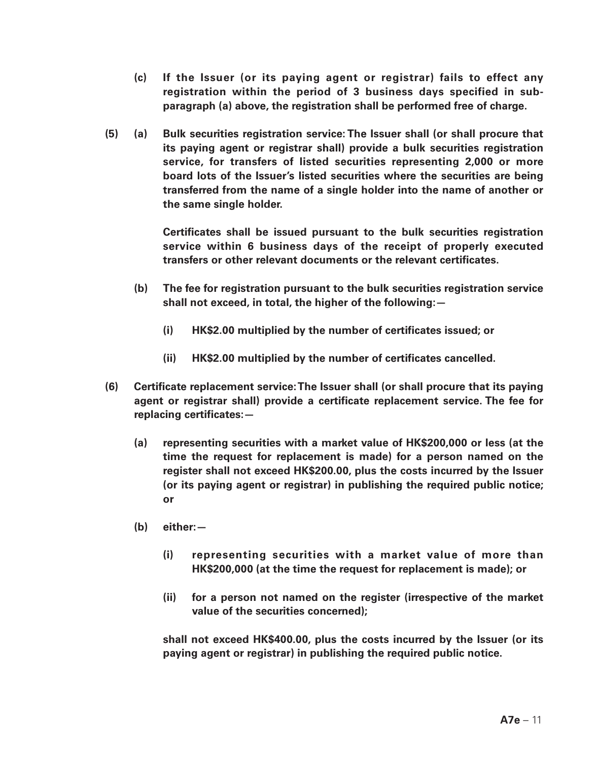**(c) If the Issuer (or its paying agent or registrar) fails to effect any registration within the period of 3 business days specified in sub-paragraph (a) above, the registration shall be performed free of charge.**

**(5) (a) Bulk securities registration service: The Issuer shall (or shall procure that its paying agent or registrar shall) provide a bulk securities registration service, for transfers of listed securities representing 2,000 or more board lots of the Issuer's listed securities where the securities are being transferred from the name of a single holder into the name of another or the same single holder.**

**Certificates shall be issued pursuant to the bulk securities registration service within 6 business days of the receipt of properly executed transfers or other relevant documents or the relevant certificates.**

**(b) The fee for registration pursuant to the bulk securities registration service shall not exceed, in total, the higher of the following:—**

**(i) HK$2.00 multiplied by the number of certificates issued; or**

**(ii) HK$2.00 multiplied by the number of certificates cancelled.**

**(6) Certificate replacement service: The Issuer shall (or shall procure that its paying agent or registrar shall) provide a certificate replacement service. The fee for replacing certificates:—**

**(a) representing securities with a market value of HK$200,000 or less (at the time the request for replacement is made) for a person named on the register shall not exceed HK$200.00, plus the costs incurred by the Issuer (or its paying agent or registrar) in publishing the required public notice; or**

**(b) either:—**

**(i) representing securities with a market value of more than HK$200,000 (at the time the request for replacement is made); or**

**(ii) for a person not named on the register (irrespective of the market value of the securities concerned);**

**shall not exceed HK$400.00, plus the costs incurred by the Issuer (or its paying agent or registrar) in publishing the required public notice.**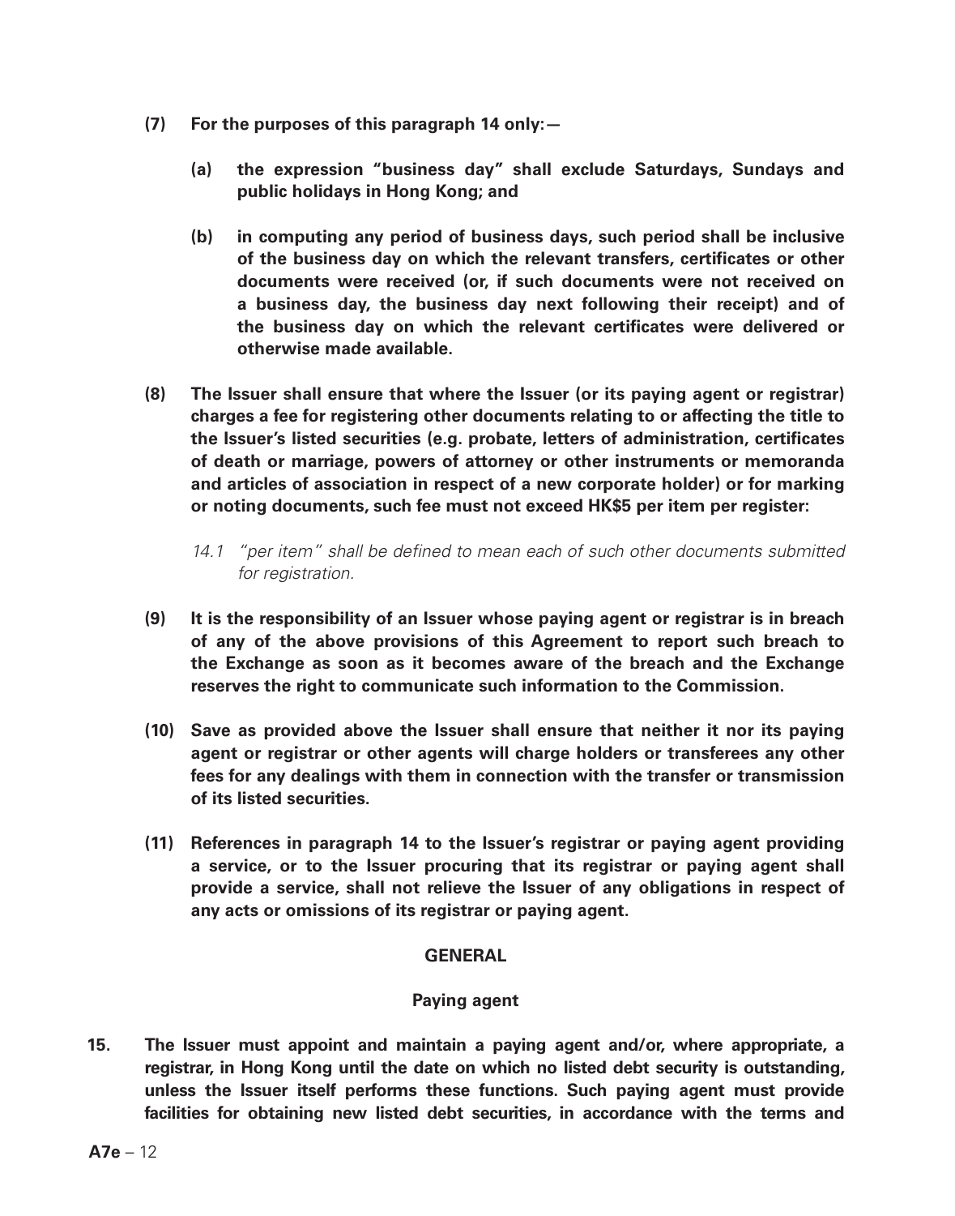**(7) For the purposes of this paragraph 14 only:—**

**(a) the expression "business day" shall exclude Saturdays, Sundays and public holidays in Hong Kong; and**

**(b) in computing any period of business days, such period shall be inclusive of the business day on which the relevant transfers, certificates or other documents were received (or, if such documents were not received on a business day, the business day next following their receipt) and of the business day on which the relevant certificates were delivered or otherwise made available.**

**(8) The Issuer shall ensure that where the Issuer (or its paying agent or registrar) charges a fee for registering other documents relating to or affecting the title to the Issuer's listed securities (e.g. probate, letters of administration, certificates of death or marriage, powers of attorney or other instruments or memoranda and articles of association in respect of a new corporate holder) or for marking or noting documents, such fee must not exceed HK$5 per item per register:**

*14.1 "per item" shall be defined to mean each of such other documents submitted for registration.*

**(9) It is the responsibility of an Issuer whose paying agent or registrar is in breach of any of the above provisions of this Agreement to report such breach to the Exchange as soon as it becomes aware of the breach and the Exchange reserves the right to communicate such information to the Commission.**

**(10) Save as provided above the Issuer shall ensure that neither it nor its paying agent or registrar or other agents will charge holders or transferees any other fees for any dealings with them in connection with the transfer or transmission of its listed securities.**

**(11) References in paragraph 14 to the Issuer's registrar or paying agent providing a service, or to the Issuer procuring that its registrar or paying agent shall provide a service, shall not relieve the Issuer of any obligations in respect of any acts or omissions of its registrar or paying agent.**

## GENERAL

### Paying agent

**15. The Issuer must appoint and maintain a paying agent and/or, where appropriate, a registrar, in Hong Kong until the date on which no listed debt security is outstanding, unless the Issuer itself performs these functions. Such paying agent must provide facilities for obtaining new listed debt securities, in accordance with the terms and**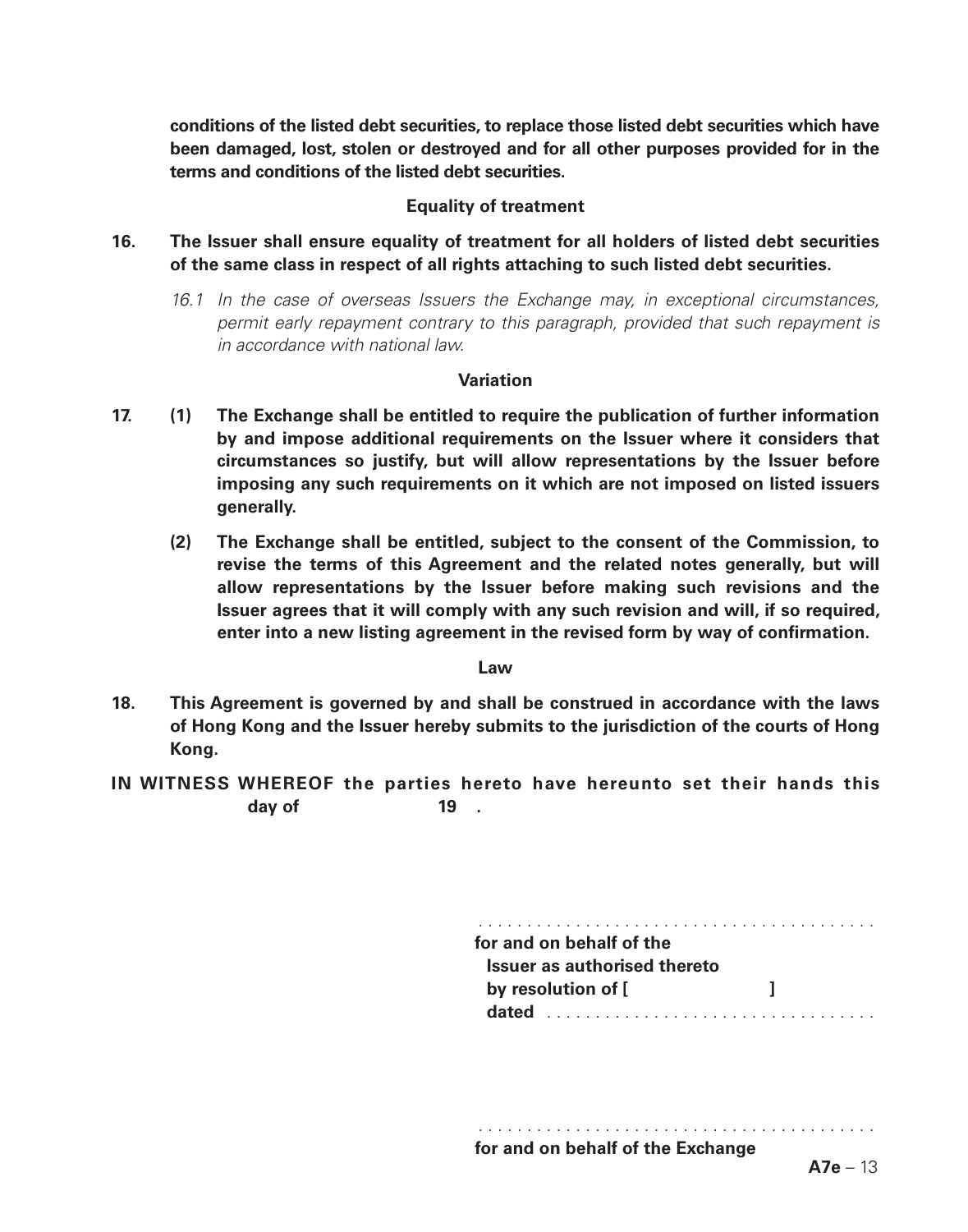**conditions of the listed debt securities, to replace those listed debt securities which have been damaged, lost, stolen or destroyed and for all other purposes provided for in the terms and conditions of the listed debt securities.**

### Equality of treatment

**16. The Issuer shall ensure equality of treatment for all holders of listed debt securities of the same class in respect of all rights attaching to such listed debt securities.**

*16.1 In the case of overseas Issuers the Exchange may, in exceptional circumstances, permit early repayment contrary to this paragraph, provided that such repayment is in accordance with national law.*

### Variation

**17. (1) The Exchange shall be entitled to require the publication of further information by and impose additional requirements on the Issuer where it considers that circumstances so justify, but will allow representations by the Issuer before imposing any such requirements on it which are not imposed on listed issuers generally.**

**(2) The Exchange shall be entitled, subject to the consent of the Commission, to revise the terms of this Agreement and the related notes generally, but will allow representations by the Issuer before making such revisions and the Issuer agrees that it will comply with any such revision and will, if so required, enter into a new listing agreement in the revised form by way of confirmation.**

### Law

**18. This Agreement is governed by and shall be construed in accordance with the laws of Hong Kong and the Issuer hereby submits to the jurisdiction of the courts of Hong Kong.**

**IN WITNESS WHEREOF the parties hereto have hereunto set their hands this day of 19 .**

. . . . . . . . . . . . . . . . . . . . . . . . . . . . . . . . . . . . . . . . .
**for and on behalf of the**
**Issuer as authorised thereto**
**by resolution of [ ]**
**dated** . . . . . . . . . . . . . . . . . . . . . . . . . . . . . . . . . .

. . . . . . . . . . . . . . . . . . . . . . . . . . . . . . . . . . . . . . . . .
**for and on behalf of the Exchange**